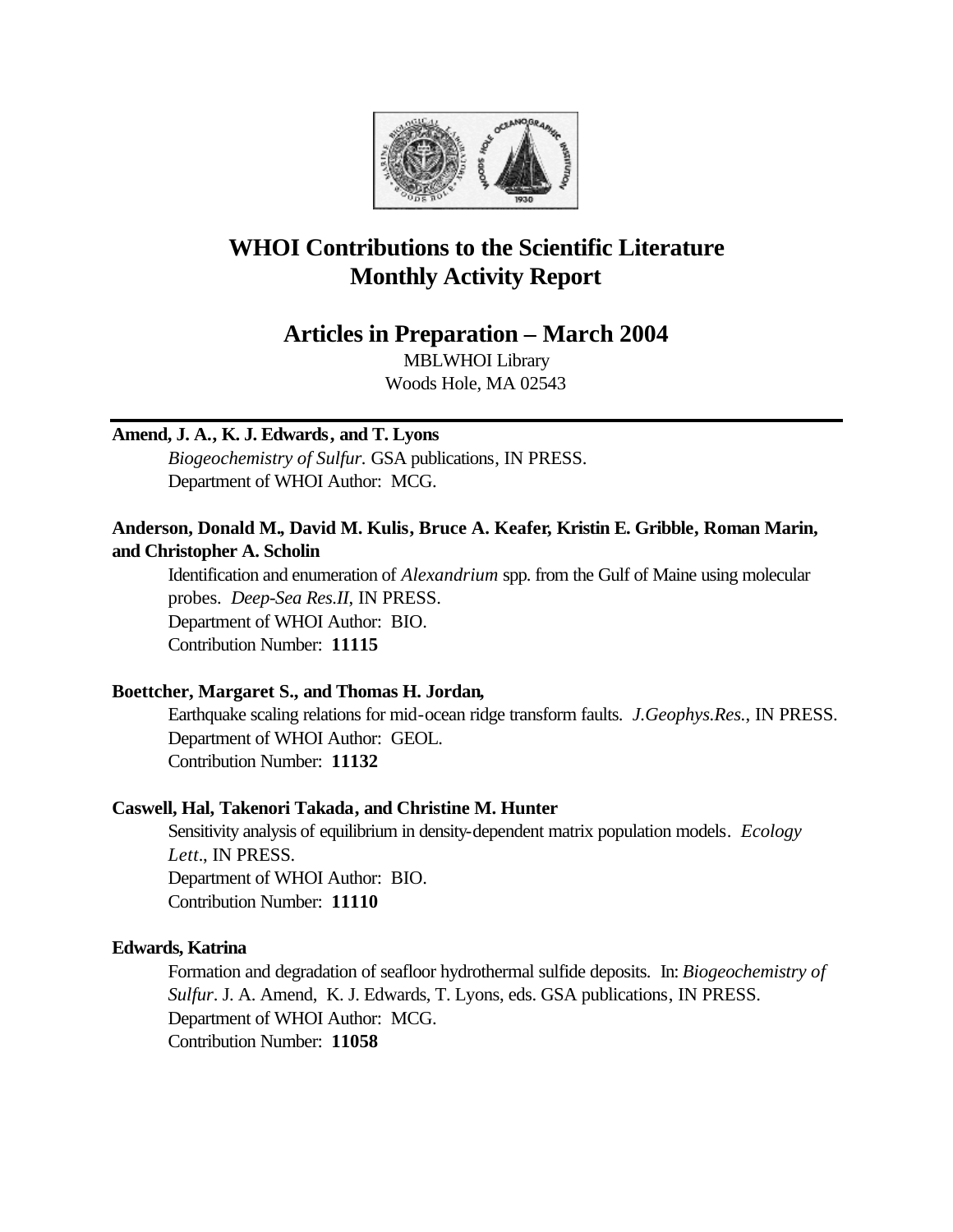# WHOI Contributions to the Scientific Literature
# Monthly Activity Report

## Articles in Preparation – March 2004

MBLWHOI Library
Woods Hole, MA 02543

---

**Amend, J. A., K. J. Edwards, and T. Lyons**

*Biogeochemistry of Sulfur.* GSA publications, IN PRESS.
Department of WHOI Author: MCG.

**Anderson, Donald M., David M. Kulis, Bruce A. Keafer, Kristin E. Gribble, Roman Marin, and Christopher A. Scholin**

Identification and enumeration of *Alexandrium* spp. from the Gulf of Maine using molecular probes. *Deep-Sea Res.II*, IN PRESS.
Department of WHOI Author: BIO.
Contribution Number: **11115**

**Boettcher, Margaret S., and Thomas H. Jordan,**

Earthquake scaling relations for mid-ocean ridge transform faults. *J.Geophys.Res.*, IN PRESS.
Department of WHOI Author: GEOL.
Contribution Number: **11132**

**Caswell, Hal, Takenori Takada, and Christine M. Hunter**

Sensitivity analysis of equilibrium in density-dependent matrix population models. *Ecology Lett.*, IN PRESS.
Department of WHOI Author: BIO.
Contribution Number: **11110**

**Edwards, Katrina**

Formation and degradation of seafloor hydrothermal sulfide deposits. In: *Biogeochemistry of Sulfur*. J. A. Amend, K. J. Edwards, T. Lyons, eds. GSA publications, IN PRESS.
Department of WHOI Author: MCG.
Contribution Number: **11058**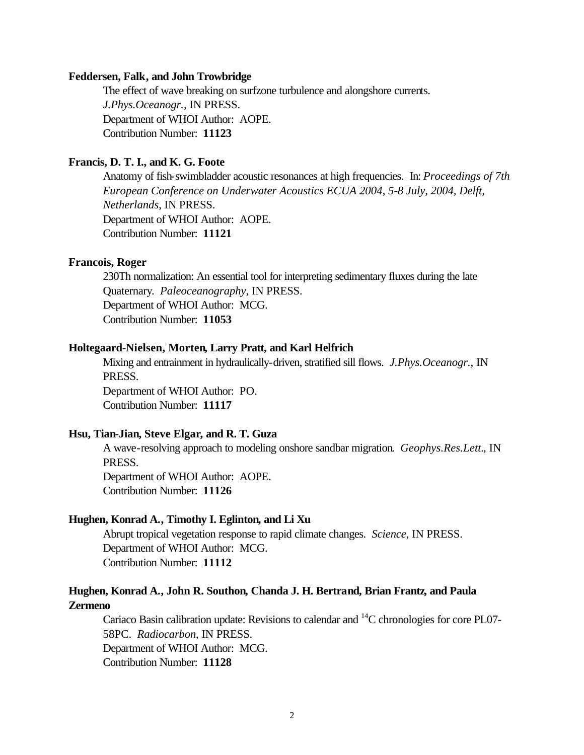**Feddersen, Falk, and John Trowbridge**

The effect of wave breaking on surfzone turbulence and alongshore currents.
*J.Phys.Oceanogr.*, IN PRESS.
Department of WHOI Author: AOPE.
Contribution Number: **11123**

**Francis, D. T. I., and K. G. Foote**

Anatomy of fish-swimbladder acoustic resonances at high frequencies. In: *Proceedings of 7th European Conference on Underwater Acoustics ECUA 2004, 5-8 July, 2004, Delft, Netherlands*, IN PRESS.
Department of WHOI Author: AOPE.
Contribution Number: **11121**

**Francois, Roger**

230Th normalization: An essential tool for interpreting sedimentary fluxes during the late Quaternary. *Paleoceanography*, IN PRESS.
Department of WHOI Author: MCG.
Contribution Number: **11053**

**Holtegaard-Nielsen, Morten, Larry Pratt, and Karl Helfrich**

Mixing and entrainment in hydraulically-driven, stratified sill flows. *J.Phys.Oceanogr.*, IN PRESS.
Department of WHOI Author: PO.
Contribution Number: **11117**

**Hsu, Tian-Jian, Steve Elgar, and R. T. Guza**

A wave-resolving approach to modeling onshore sandbar migration. *Geophys.Res.Lett.*, IN PRESS.
Department of WHOI Author: AOPE.
Contribution Number: **11126**

**Hughen, Konrad A., Timothy I. Eglinton, and Li Xu**

Abrupt tropical vegetation response to rapid climate changes. *Science*, IN PRESS.
Department of WHOI Author: MCG.
Contribution Number: **11112**

**Hughen, Konrad A., John R. Southon, Chanda J. H. Bertrand, Brian Frantz, and Paula Zermeno**

Cariaco Basin calibration update: Revisions to calendar and $^{14}C$ chronologies for core PL07-58PC. *Radiocarbon*, IN PRESS.
Department of WHOI Author: MCG.
Contribution Number: **11128**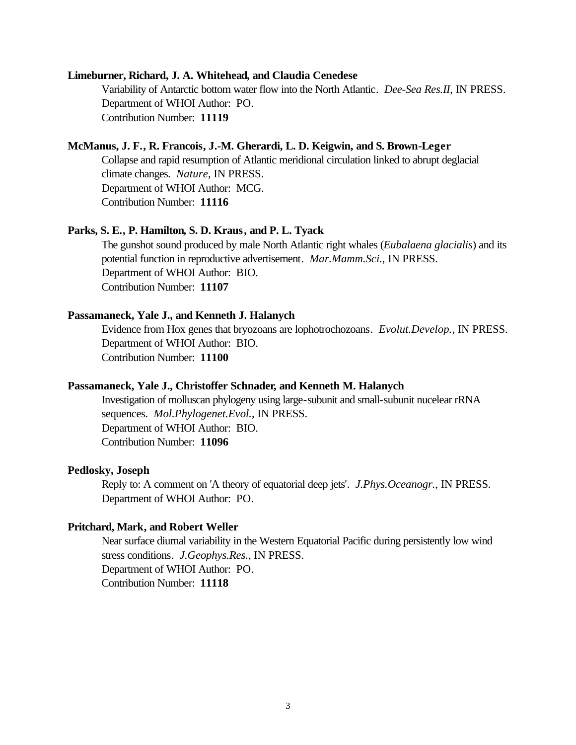**Limeburner, Richard, J. A. Whitehead, and Claudia Cenedese**

Variability of Antarctic bottom water flow into the North Atlantic. *Dee-Sea Res.II*, IN PRESS.
Department of WHOI Author: PO.
Contribution Number: **11119**

**McManus, J. F., R. Francois, J.-M. Gherardi, L. D. Keigwin, and S. Brown-Leger**

Collapse and rapid resumption of Atlantic meridional circulation linked to abrupt deglacial climate changes. *Nature*, IN PRESS.
Department of WHOI Author: MCG.
Contribution Number: **11116**

**Parks, S. E., P. Hamilton, S. D. Kraus, and P. L. Tyack**

The gunshot sound produced by male North Atlantic right whales (*Eubalaena glacialis*) and its potential function in reproductive advertisement. *Mar.Mamm.Sci.*, IN PRESS.
Department of WHOI Author: BIO.
Contribution Number: **11107**

**Passamaneck, Yale J., and Kenneth J. Halanych**

Evidence from Hox genes that bryozoans are lophotrochozoans. *Evolut.Develop.*, IN PRESS.
Department of WHOI Author: BIO.
Contribution Number: **11100**

**Passamaneck, Yale J., Christoffer Schnader, and Kenneth M. Halanych**

Investigation of molluscan phylogeny using large-subunit and small-subunit nucelear rRNA sequences. *Mol.Phylogenet.Evol.*, IN PRESS.
Department of WHOI Author: BIO.
Contribution Number: **11096**

**Pedlosky, Joseph**

Reply to: A comment on 'A theory of equatorial deep jets'. *J.Phys.Oceanogr.*, IN PRESS.
Department of WHOI Author: PO.

**Pritchard, Mark, and Robert Weller**

Near surface diurnal variability in the Western Equatorial Pacific during persistently low wind stress conditions. *J.Geophys.Res.*, IN PRESS.
Department of WHOI Author: PO.
Contribution Number: **11118**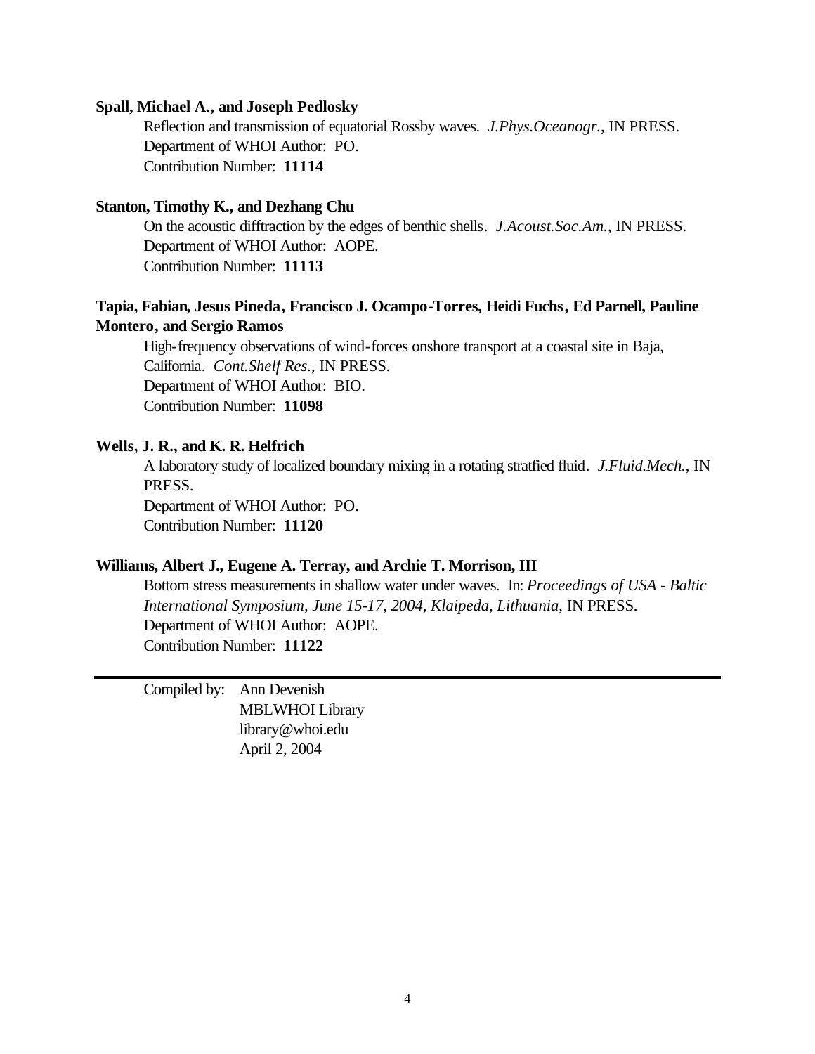**Spall, Michael A., and Joseph Pedlosky**

Reflection and transmission of equatorial Rossby waves. *J.Phys.Oceanogr.*, IN PRESS.
Department of WHOI Author: PO.
Contribution Number: **11114**

**Stanton, Timothy K., and Dezhang Chu**

On the acoustic difftraction by the edges of benthic shells. *J.Acoust.Soc.Am.*, IN PRESS.
Department of WHOI Author: AOPE.
Contribution Number: **11113**

**Tapia, Fabian, Jesus Pineda, Francisco J. Ocampo-Torres, Heidi Fuchs, Ed Parnell, Pauline Montero, and Sergio Ramos**

High-frequency observations of wind-forces onshore transport at a coastal site in Baja, California. *Cont.Shelf Res.*, IN PRESS.
Department of WHOI Author: BIO.
Contribution Number: **11098**

**Wells, J. R., and K. R. Helfrich**

A laboratory study of localized boundary mixing in a rotating stratfied fluid. *J.Fluid.Mech.*, IN PRESS.
Department of WHOI Author: PO.
Contribution Number: **11120**

**Williams, Albert J., Eugene A. Terray, and Archie T. Morrison, III**

Bottom stress measurements in shallow water under waves. In: *Proceedings of USA - Baltic International Symposium, June 15-17, 2004, Klaipeda, Lithuania*, IN PRESS.
Department of WHOI Author: AOPE.
Contribution Number: **11122**

---

Compiled by: Ann Devenish
MBLWHOI Library
library@whoi.edu
April 2, 2004